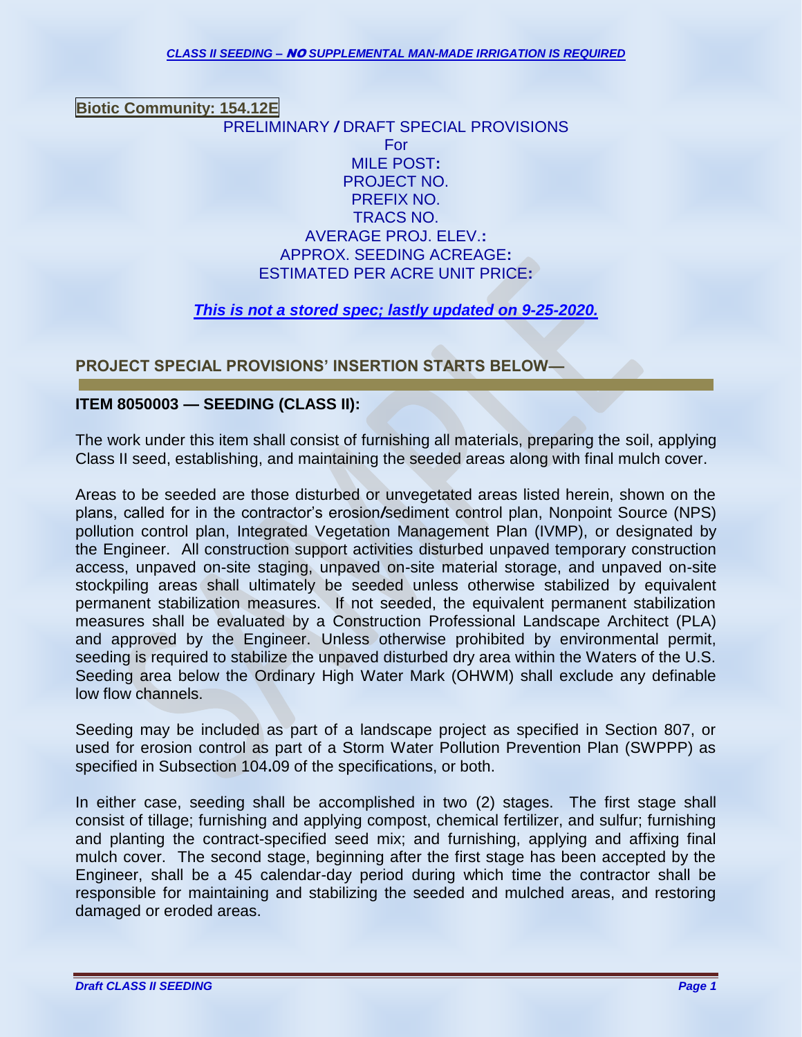*CLASS II SEEDING – **NO** SUPPLEMENTAL MAN-MADE IRRIGATION IS REQUIRED*

**Biotic Community: 154.12E**

PRELIMINARY / DRAFT SPECIAL PROVISIONS
For
MILE POST:
PROJECT NO.
PREFIX NO.
TRACS NO.
AVERAGE PROJ. ELEV.:
APPROX. SEEDING ACREAGE:
ESTIMATED PER ACRE UNIT PRICE:

***This is not a stored spec; lastly updated on 9-25-2020.***

**PROJECT SPECIAL PROVISIONS' INSERTION STARTS BELOW—**

**ITEM 8050003 — SEEDING (CLASS II):**

The work under this item shall consist of furnishing all materials, preparing the soil, applying Class II seed, establishing, and maintaining the seeded areas along with final mulch cover.

Areas to be seeded are those disturbed or unvegetated areas listed herein, shown on the plans, called for in the contractor's erosion/sediment control plan, Nonpoint Source (NPS) pollution control plan, Integrated Vegetation Management Plan (IVMP), or designated by the Engineer. All construction support activities disturbed unpaved temporary construction access, unpaved on-site staging, unpaved on-site material storage, and unpaved on-site stockpiling areas shall ultimately be seeded unless otherwise stabilized by equivalent permanent stabilization measures. If not seeded, the equivalent permanent stabilization measures shall be evaluated by a Construction Professional Landscape Architect (PLA) and approved by the Engineer. Unless otherwise prohibited by environmental permit, seeding is required to stabilize the unpaved disturbed dry area within the Waters of the U.S. Seeding area below the Ordinary High Water Mark (OHWM) shall exclude any definable low flow channels.

Seeding may be included as part of a landscape project as specified in Section 807, or used for erosion control as part of a Storm Water Pollution Prevention Plan (SWPPP) as specified in Subsection 104.09 of the specifications, or both.

In either case, seeding shall be accomplished in two (2) stages. The first stage shall consist of tillage; furnishing and applying compost, chemical fertilizer, and sulfur; furnishing and planting the contract-specified seed mix; and furnishing, applying and affixing final mulch cover. The second stage, beginning after the first stage has been accepted by the Engineer, shall be a 45 calendar-day period during which time the contractor shall be responsible for maintaining and stabilizing the seeded and mulched areas, and restoring damaged or eroded areas.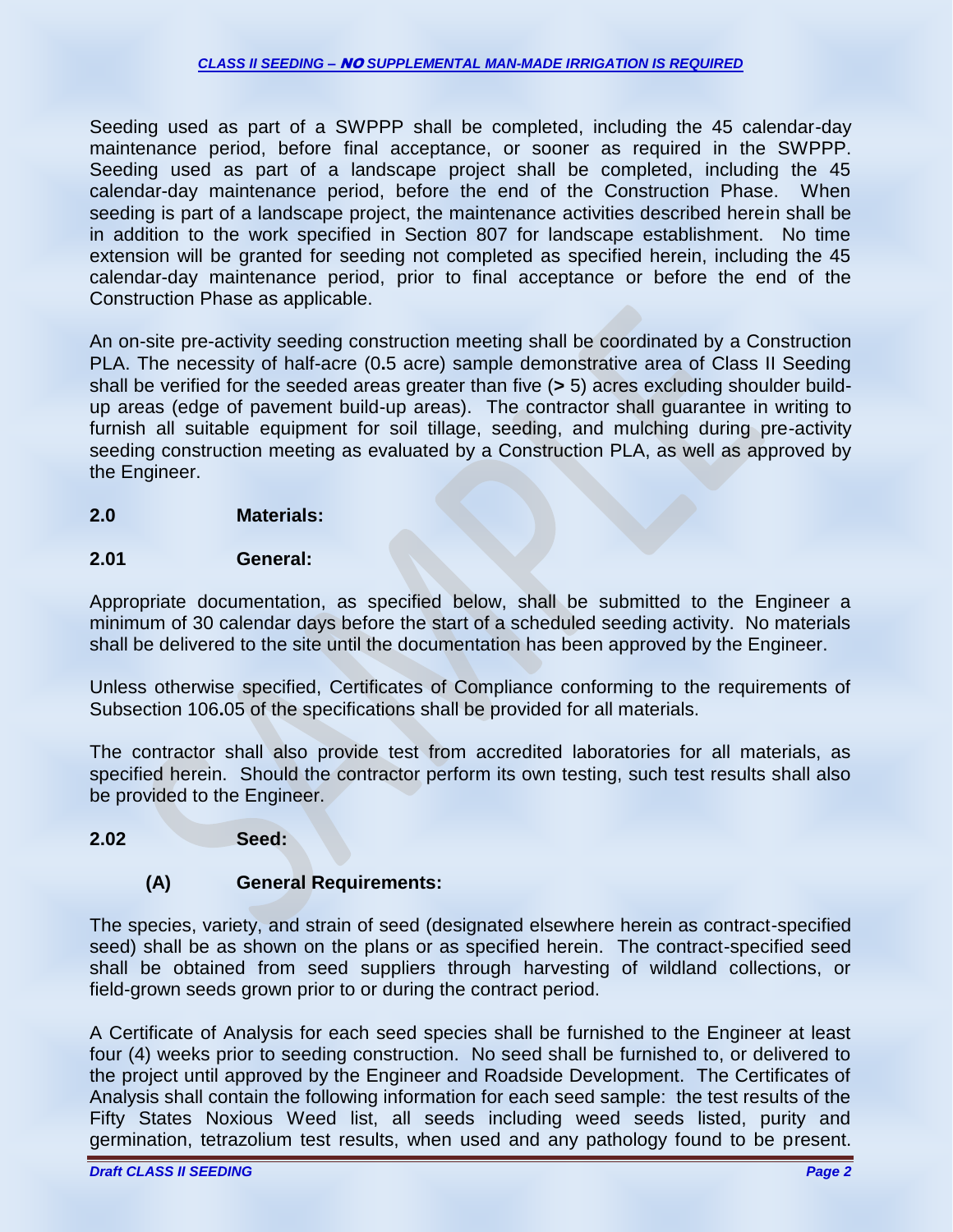Seeding used as part of a SWPPP shall be completed, including the 45 calendar-day maintenance period, before final acceptance, or sooner as required in the SWPPP. Seeding used as part of a landscape project shall be completed, including the 45 calendar-day maintenance period, before the end of the Construction Phase. When seeding is part of a landscape project, the maintenance activities described herein shall be in addition to the work specified in Section 807 for landscape establishment. No time extension will be granted for seeding not completed as specified herein, including the 45 calendar-day maintenance period, prior to final acceptance or before the end of the Construction Phase as applicable.

An on-site pre-activity seeding construction meeting shall be coordinated by a Construction PLA. The necessity of half-acre (0.5 acre) sample demonstrative area of Class II Seeding shall be verified for the seeded areas greater than five (> 5) acres excluding shoulder build-up areas (edge of pavement build-up areas). The contractor shall guarantee in writing to furnish all suitable equipment for soil tillage, seeding, and mulching during pre-activity seeding construction meeting as evaluated by a Construction PLA, as well as approved by the Engineer.

## 2.0 Materials:

### 2.01 General:

Appropriate documentation, as specified below, shall be submitted to the Engineer a minimum of 30 calendar days before the start of a scheduled seeding activity. No materials shall be delivered to the site until the documentation has been approved by the Engineer.

Unless otherwise specified, Certificates of Compliance conforming to the requirements of Subsection 106.05 of the specifications shall be provided for all materials.

The contractor shall also provide test from accredited laboratories for all materials, as specified herein. Should the contractor perform its own testing, such test results shall also be provided to the Engineer.

### 2.02 Seed:

#### (A) General Requirements:

The species, variety, and strain of seed (designated elsewhere herein as contract-specified seed) shall be as shown on the plans or as specified herein. The contract-specified seed shall be obtained from seed suppliers through harvesting of wildland collections, or field-grown seeds grown prior to or during the contract period.

A Certificate of Analysis for each seed species shall be furnished to the Engineer at least four (4) weeks prior to seeding construction. No seed shall be furnished to, or delivered to the project until approved by the Engineer and Roadside Development. The Certificates of Analysis shall contain the following information for each seed sample: the test results of the Fifty States Noxious Weed list, all seeds including weed seeds listed, purity and germination, tetrazolium test results, when used and any pathology found to be present.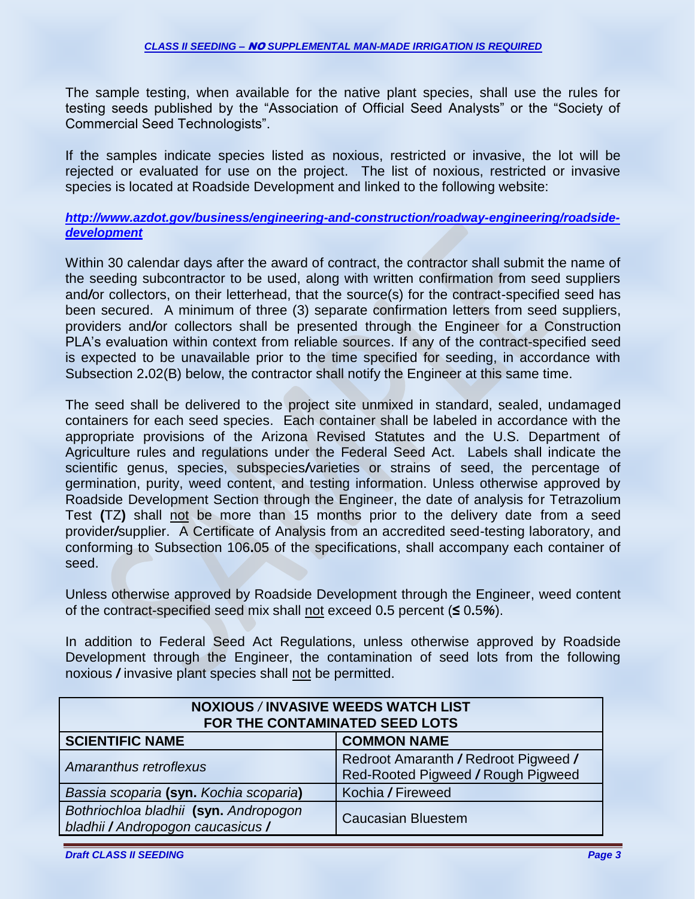The sample testing, when available for the native plant species, shall use the rules for testing seeds published by the "Association of Official Seed Analysts" or the "Society of Commercial Seed Technologists".

If the samples indicate species listed as noxious, restricted or invasive, the lot will be rejected or evaluated for use on the project. The list of noxious, restricted or invasive species is located at Roadside Development and linked to the following website:

***http://www.azdot.gov/business/engineering-and-construction/roadway-engineering/roadside-development***

Within 30 calendar days after the award of contract, the contractor shall submit the name of the seeding subcontractor to be used, along with written confirmation from seed suppliers and/or collectors, on their letterhead, that the source(s) for the contract-specified seed has been secured. A minimum of three (3) separate confirmation letters from seed suppliers, providers and/or collectors shall be presented through the Engineer for a Construction PLA's evaluation within context from reliable sources. If any of the contract-specified seed is expected to be unavailable prior to the time specified for seeding, in accordance with Subsection 2.02(B) below, the contractor shall notify the Engineer at this same time.

The seed shall be delivered to the project site unmixed in standard, sealed, undamaged containers for each seed species. Each container shall be labeled in accordance with the appropriate provisions of the Arizona Revised Statutes and the U.S. Department of Agriculture rules and regulations under the Federal Seed Act. Labels shall indicate the scientific genus, species, subspecies/varieties or strains of seed, the percentage of germination, purity, weed content, and testing information. Unless otherwise approved by Roadside Development Section through the Engineer, the date of analysis for Tetrazolium Test (TZ) shall not be more than 15 months prior to the delivery date from a seed provider/supplier. A Certificate of Analysis from an accredited seed-testing laboratory, and conforming to Subsection 106.05 of the specifications, shall accompany each container of seed.

Unless otherwise approved by Roadside Development through the Engineer, weed content of the contract-specified seed mix shall not exceed 0.5 percent (≤ 0.5%).

In addition to Federal Seed Act Regulations, unless otherwise approved by Roadside Development through the Engineer, the contamination of seed lots from the following noxious / invasive plant species shall not be permitted.

| **NOXIOUS / INVASIVE WEEDS WATCH LIST FOR THE CONTAMINATED SEED LOTS** | |
|---|---|
| **SCIENTIFIC NAME** | **COMMON NAME** |
| *Amaranthus retroflexus* | Redroot Amaranth / Redroot Pigweed / Red-Rooted Pigweed / Rough Pigweed |
| *Bassia scoparia* **(syn.** *Kochia scoparia***)** | Kochia / Fireweed |
| *Bothriochloa bladhii* **(syn.** *Andropogon bladhii / Andropogon caucasicus /* | Caucasian Bluestem |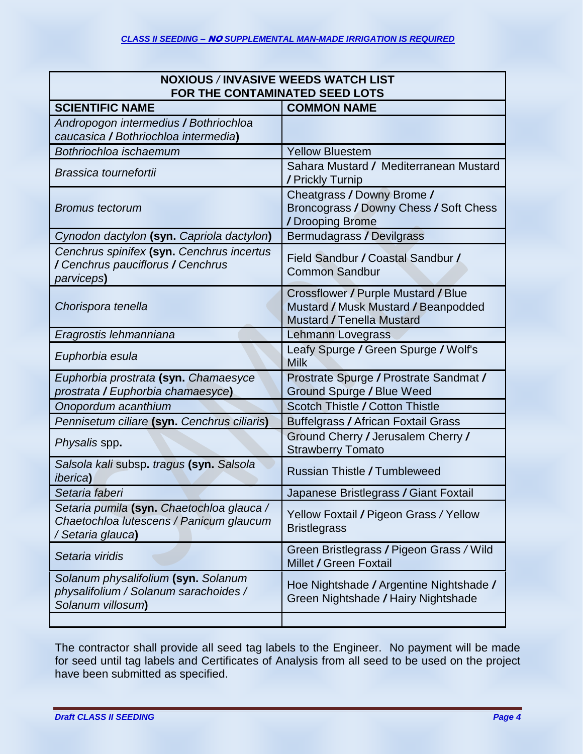***CLASS II SEEDING – NO SUPPLEMENTAL MAN-MADE IRRIGATION IS REQUIRED***

| **NOXIOUS / INVASIVE WEEDS WATCH LIST FOR THE CONTAMINATED SEED LOTS** | |
|---|---|
| **SCIENTIFIC NAME** | **COMMON NAME** |
| *Andropogon intermedius* / *Bothriochloa caucasica* / *Bothriochloa intermedia*) | |
| *Bothriochloa ischaemum* | Yellow Bluestem |
| *Brassica tournefortii* | Sahara Mustard / Mediterranean Mustard / Prickly Turnip |
| *Bromus tectorum* | Cheatgrass / Downy Brome / Broncograss / Downy Chess / Soft Chess / Drooping Brome |
| *Cynodon dactylon* **(syn.** *Capriola dactylon***)** | Bermudagrass / Devilgrass |
| *Cenchrus spinifex* **(syn.** *Cenchrus incertus* / *Cenchrus pauciflorus* / *Cenchrus parviceps***)** | Field Sandbur / Coastal Sandbur / Common Sandbur |
| *Chorispora tenella* | Crossflower / Purple Mustard / Blue Mustard / Musk Mustard / Beanpodded Mustard / Tenella Mustard |
| *Eragrostis lehmanniana* | Lehmann Lovegrass |
| *Euphorbia esula* | Leafy Spurge / Green Spurge / Wolf's Milk |
| *Euphorbia prostrata* **(syn.** *Chamaesyce prostrata* / *Euphorbia chamaesyce***)** | Prostrate Spurge / Prostrate Sandmat / Ground Spurge / Blue Weed |
| *Onopordum acanthium* | Scotch Thistle / Cotton Thistle |
| *Pennisetum ciliare* **(syn.** *Cenchrus ciliaris***)** | Buffelgrass / African Foxtail Grass |
| *Physalis* spp**.** | Ground Cherry / Jerusalem Cherry / Strawberry Tomato |
| *Salsola kali* subsp**.** *tragus* **(syn.** *Salsola iberica***)** | Russian Thistle / Tumbleweed |
| *Setaria faberi* | Japanese Bristlegrass / Giant Foxtail |
| *Setaria pumila* **(syn.** *Chaetochloa glauca* / *Chaetochloa lutescens* / *Panicum glaucum* / *Setaria glauca***)** | Yellow Foxtail / Pigeon Grass / Yellow Bristlegrass |
| *Setaria viridis* | Green Bristlegrass / Pigeon Grass / Wild Millet / Green Foxtail |
| *Solanum physalifolium* **(syn.** *Solanum physalifolium* / *Solanum sarachoides* / *Solanum villosum***)** | Hoe Nightshade / Argentine Nightshade / Green Nightshade / Hairy Nightshade |
| | |

The contractor shall provide all seed tag labels to the Engineer. No payment will be made for seed until tag labels and Certificates of Analysis from all seed to be used on the project have been submitted as specified.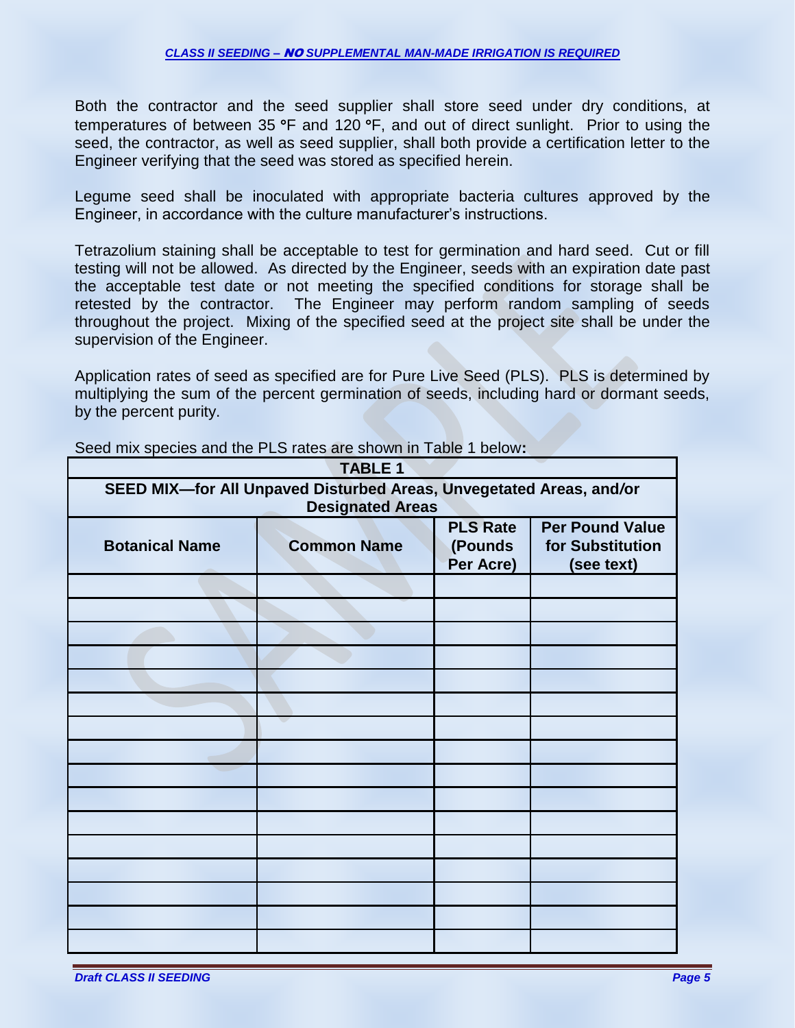Both the contractor and the seed supplier shall store seed under dry conditions, at temperatures of between 35 °F and 120 °F, and out of direct sunlight. Prior to using the seed, the contractor, as well as seed supplier, shall both provide a certification letter to the Engineer verifying that the seed was stored as specified herein.

Legume seed shall be inoculated with appropriate bacteria cultures approved by the Engineer, in accordance with the culture manufacturer's instructions.

Tetrazolium staining shall be acceptable to test for germination and hard seed. Cut or fill testing will not be allowed. As directed by the Engineer, seeds with an expiration date past the acceptable test date or not meeting the specified conditions for storage shall be retested by the contractor. The Engineer may perform random sampling of seeds throughout the project. Mixing of the specified seed at the project site shall be under the supervision of the Engineer.

Application rates of seed as specified are for Pure Live Seed (PLS). PLS is determined by multiplying the sum of the percent germination of seeds, including hard or dormant seeds, by the percent purity.

Seed mix species and the PLS rates are shown in Table 1 below**:**

**TABLE 1**

**SEED MIX—for All Unpaved Disturbed Areas, Unvegetated Areas, and/or Designated Areas**

| Botanical Name | Common Name | PLS Rate (Pounds Per Acre) | Per Pound Value for Substitution (see text) |
|---|---|---|---|
| | | | |
| | | | |
| | | | |
| | | | |
| | | | |
| | | | |
| | | | |
| | | | |
| | | | |
| | | | |
| | | | |
| | | | |
| | | | |
| | | | |
| | | | |
| | | | |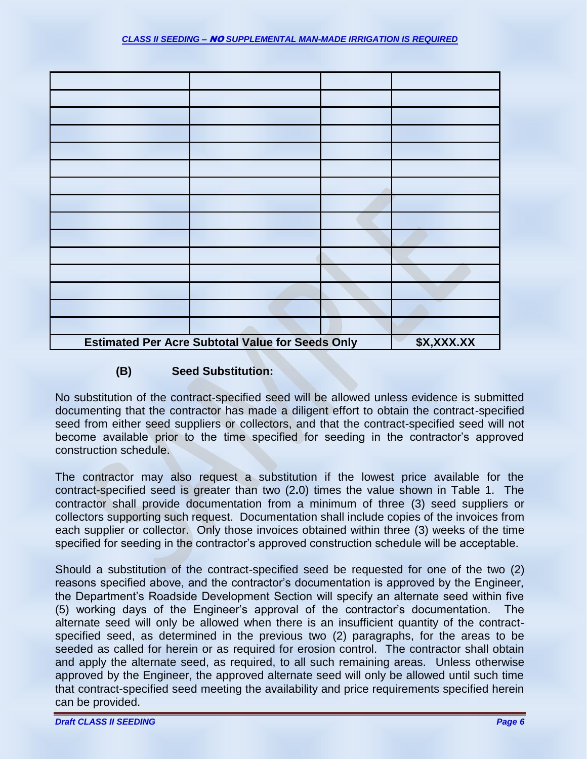| | | | |
|---|---|---|---|
| | | | |
| | | | |
| | | | |
| | | | |
| | | | |
| | | | |
| | | | |
| | | | |
| | | | |
| | | | |
| | | | |
| | | | |
| | | | |
| | | | |
| **Estimated Per Acre Subtotal Value for Seeds Only** | | | **$X,XXX.XX** |

**(B) Seed Substitution:**

No substitution of the contract-specified seed will be allowed unless evidence is submitted documenting that the contractor has made a diligent effort to obtain the contract-specified seed from either seed suppliers or collectors, and that the contract-specified seed will not become available prior to the time specified for seeding in the contractor's approved construction schedule.

The contractor may also request a substitution if the lowest price available for the contract-specified seed is greater than two (2.0) times the value shown in Table 1. The contractor shall provide documentation from a minimum of three (3) seed suppliers or collectors supporting such request. Documentation shall include copies of the invoices from each supplier or collector. Only those invoices obtained within three (3) weeks of the time specified for seeding in the contractor's approved construction schedule will be acceptable.

Should a substitution of the contract-specified seed be requested for one of the two (2) reasons specified above, and the contractor's documentation is approved by the Engineer, the Department's Roadside Development Section will specify an alternate seed within five (5) working days of the Engineer's approval of the contractor's documentation. The alternate seed will only be allowed when there is an insufficient quantity of the contract-specified seed, as determined in the previous two (2) paragraphs, for the areas to be seeded as called for herein or as required for erosion control. The contractor shall obtain and apply the alternate seed, as required, to all such remaining areas. Unless otherwise approved by the Engineer, the approved alternate seed will only be allowed until such time that contract-specified seed meeting the availability and price requirements specified herein can be provided.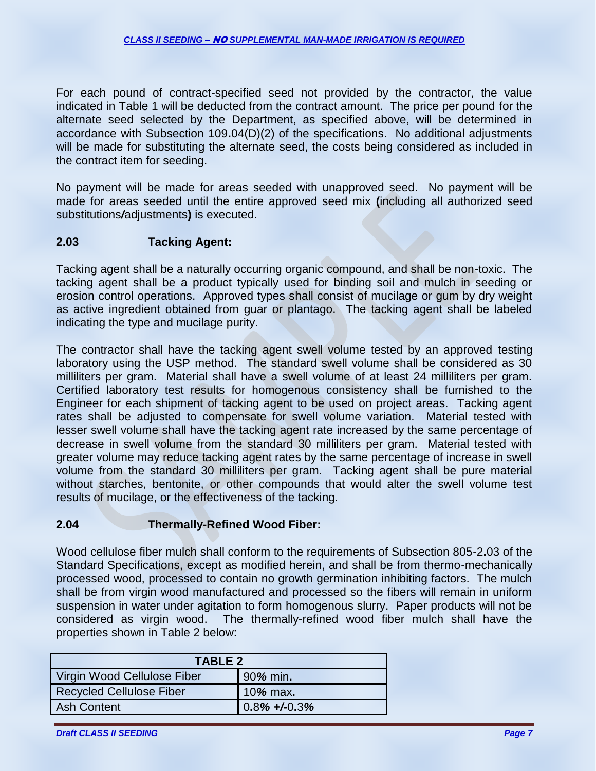For each pound of contract-specified seed not provided by the contractor, the value indicated in Table 1 will be deducted from the contract amount. The price per pound for the alternate seed selected by the Department, as specified above, will be determined in accordance with Subsection 109.04(D)(2) of the specifications. No additional adjustments will be made for substituting the alternate seed, the costs being considered as included in the contract item for seeding.

No payment will be made for areas seeded with unapproved seed. No payment will be made for areas seeded until the entire approved seed mix **(**including all authorized seed substitutions*/*adjustments**)** is executed.

### 2.03 Tacking Agent:

Tacking agent shall be a naturally occurring organic compound, and shall be non-toxic. The tacking agent shall be a product typically used for binding soil and mulch in seeding or erosion control operations. Approved types shall consist of mucilage or gum by dry weight as active ingredient obtained from guar or plantago. The tacking agent shall be labeled indicating the type and mucilage purity.

The contractor shall have the tacking agent swell volume tested by an approved testing laboratory using the USP method. The standard swell volume shall be considered as 30 milliliters per gram. Material shall have a swell volume of at least 24 milliliters per gram. Certified laboratory test results for homogenous consistency shall be furnished to the Engineer for each shipment of tacking agent to be used on project areas. Tacking agent rates shall be adjusted to compensate for swell volume variation. Material tested with lesser swell volume shall have the tacking agent rate increased by the same percentage of decrease in swell volume from the standard 30 milliliters per gram. Material tested with greater volume may reduce tacking agent rates by the same percentage of increase in swell volume from the standard 30 milliliters per gram. Tacking agent shall be pure material without starches, bentonite, or other compounds that would alter the swell volume test results of mucilage, or the effectiveness of the tacking.

### 2.04 Thermally-Refined Wood Fiber:

Wood cellulose fiber mulch shall conform to the requirements of Subsection 805-2.03 of the Standard Specifications, except as modified herein, and shall be from thermo-mechanically processed wood, processed to contain no growth germination inhibiting factors. The mulch shall be from virgin wood manufactured and processed so the fibers will remain in uniform suspension in water under agitation to form homogenous slurry. Paper products will not be considered as virgin wood. The thermally-refined wood fiber mulch shall have the properties shown in Table 2 below:

| TABLE 2 | |
|---|---|
| Virgin Wood Cellulose Fiber | 90% min. |
| Recycled Cellulose Fiber | 10% max. |
| Ash Content | 0.8% +/-0.3% |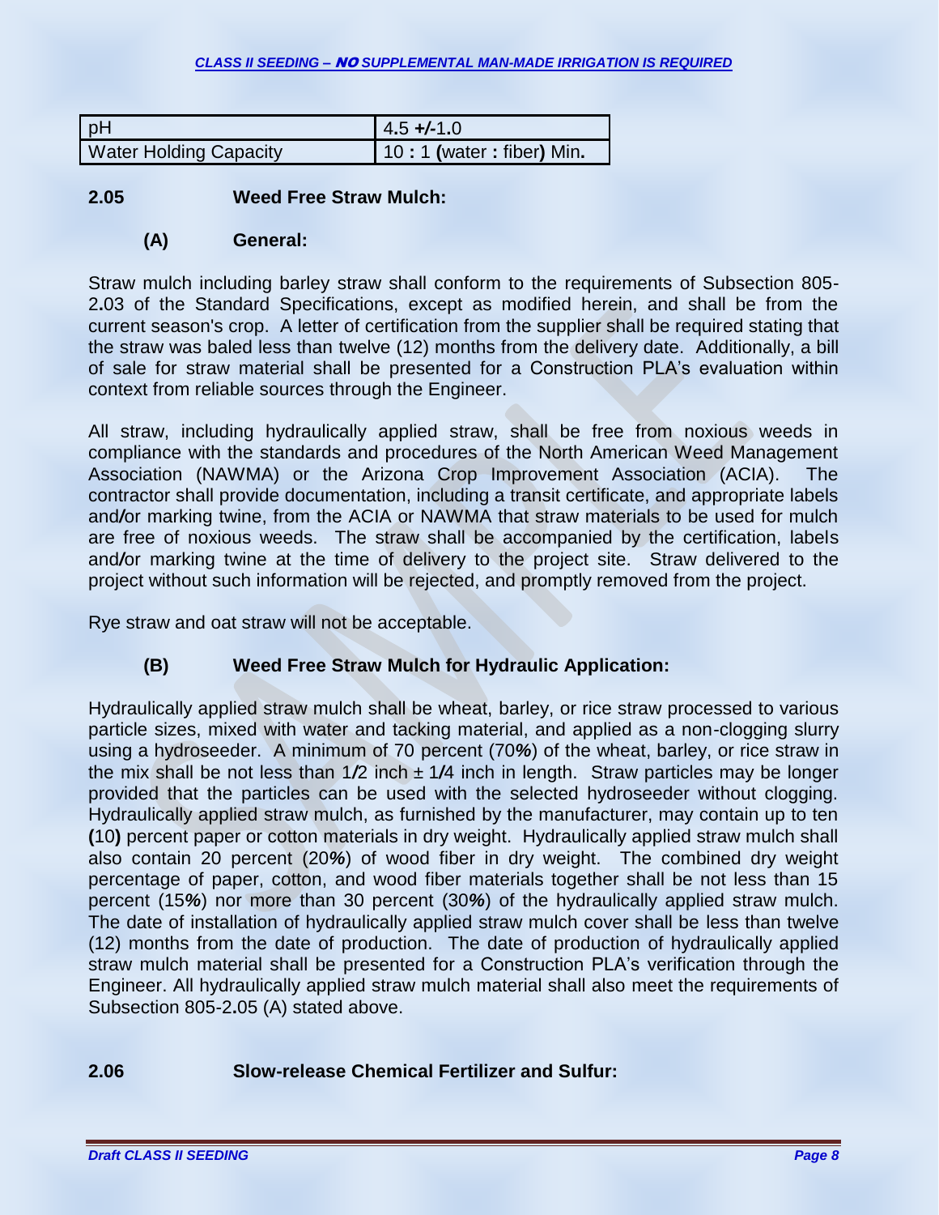| pH | 4.5 +/-1.0 |
|---|---|
| Water Holding Capacity | 10 : 1 (water : fiber) Min. |

### 2.05 Weed Free Straw Mulch:

#### (A) General:

Straw mulch including barley straw shall conform to the requirements of Subsection 805-2.03 of the Standard Specifications, except as modified herein, and shall be from the current season's crop. A letter of certification from the supplier shall be required stating that the straw was baled less than twelve (12) months from the delivery date. Additionally, a bill of sale for straw material shall be presented for a Construction PLA's evaluation within context from reliable sources through the Engineer.

All straw, including hydraulically applied straw, shall be free from noxious weeds in compliance with the standards and procedures of the North American Weed Management Association (NAWMA) or the Arizona Crop Improvement Association (ACIA). The contractor shall provide documentation, including a transit certificate, and appropriate labels and/or marking twine, from the ACIA or NAWMA that straw materials to be used for mulch are free of noxious weeds. The straw shall be accompanied by the certification, labels and/or marking twine at the time of delivery to the project site. Straw delivered to the project without such information will be rejected, and promptly removed from the project.

Rye straw and oat straw will not be acceptable.

#### (B) Weed Free Straw Mulch for Hydraulic Application:

Hydraulically applied straw mulch shall be wheat, barley, or rice straw processed to various particle sizes, mixed with water and tacking material, and applied as a non-clogging slurry using a hydroseeder. A minimum of 70 percent (70%) of the wheat, barley, or rice straw in the mix shall be not less than 1/2 inch ± 1/4 inch in length. Straw particles may be longer provided that the particles can be used with the selected hydroseeder without clogging. Hydraulically applied straw mulch, as furnished by the manufacturer, may contain up to ten (10) percent paper or cotton materials in dry weight. Hydraulically applied straw mulch shall also contain 20 percent (20%) of wood fiber in dry weight. The combined dry weight percentage of paper, cotton, and wood fiber materials together shall be not less than 15 percent (15%) nor more than 30 percent (30%) of the hydraulically applied straw mulch. The date of installation of hydraulically applied straw mulch cover shall be less than twelve (12) months from the date of production. The date of production of hydraulically applied straw mulch material shall be presented for a Construction PLA's verification through the Engineer. All hydraulically applied straw mulch material shall also meet the requirements of Subsection 805-2.05 (A) stated above.

### 2.06 Slow-release Chemical Fertilizer and Sulfur: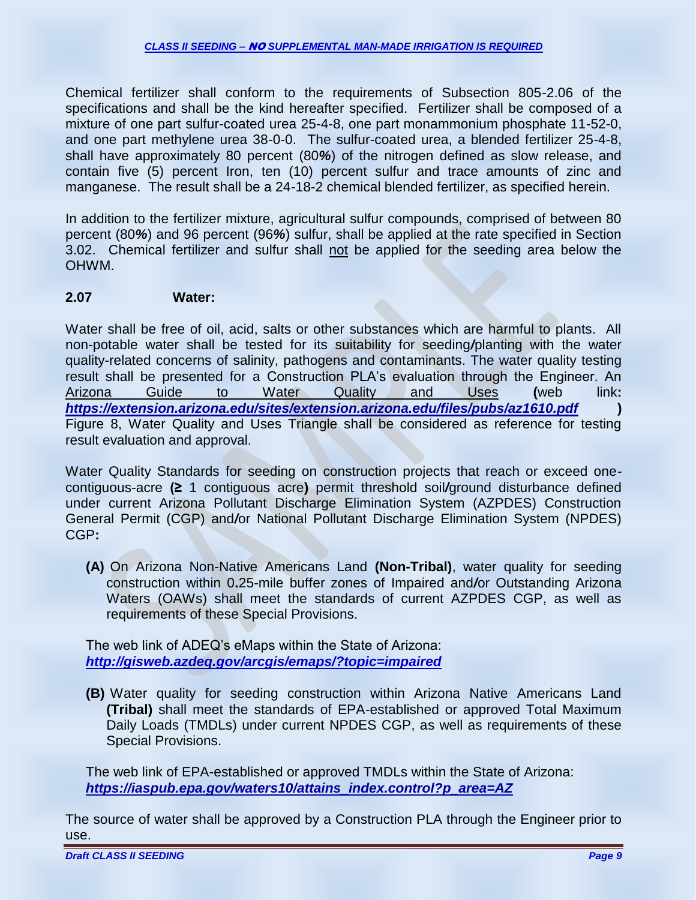Chemical fertilizer shall conform to the requirements of Subsection 805-2.06 of the specifications and shall be the kind hereafter specified. Fertilizer shall be composed of a mixture of one part sulfur-coated urea 25-4-8, one part monammonium phosphate 11-52-0, and one part methylene urea 38-0-0. The sulfur-coated urea, a blended fertilizer 25-4-8, shall have approximately 80 percent (80%) of the nitrogen defined as slow release, and contain five (5) percent Iron, ten (10) percent sulfur and trace amounts of zinc and manganese. The result shall be a 24-18-2 chemical blended fertilizer, as specified herein.

In addition to the fertilizer mixture, agricultural sulfur compounds, comprised of between 80 percent (80%) and 96 percent (96%) sulfur, shall be applied at the rate specified in Section 3.02. Chemical fertilizer and sulfur shall not be applied for the seeding area below the OHWM.

**2.07 Water:**

Water shall be free of oil, acid, salts or other substances which are harmful to plants. All non-potable water shall be tested for its suitability for seeding/planting with the water quality-related concerns of salinity, pathogens and contaminants. The water quality testing result shall be presented for a Construction PLA's evaluation through the Engineer. An Arizona Guide to Water Quality and Uses (web link: ***https://extension.arizona.edu/sites/extension.arizona.edu/files/pubs/az1610.pdf***) Figure 8, Water Quality and Uses Triangle shall be considered as reference for testing result evaluation and approval.

Water Quality Standards for seeding on construction projects that reach or exceed one-contiguous-acre **(≥** 1 contiguous acre**)** permit threshold soil/ground disturbance defined under current Arizona Pollutant Discharge Elimination System (AZPDES) Construction General Permit (CGP) and/or National Pollutant Discharge Elimination System (NPDES) CGP**:**

**(A)** On Arizona Non-Native Americans Land **(Non-Tribal)**, water quality for seeding construction within 0.25-mile buffer zones of Impaired and/or Outstanding Arizona Waters (OAWs) shall meet the standards of current AZPDES CGP, as well as requirements of these Special Provisions.

The web link of ADEQ's eMaps within the State of Arizona: ***http://gisweb.azdeq.gov/arcgis/emaps/?topic=impaired***

**(B)** Water quality for seeding construction within Arizona Native Americans Land **(Tribal)** shall meet the standards of EPA-established or approved Total Maximum Daily Loads (TMDLs) under current NPDES CGP, as well as requirements of these Special Provisions.

The web link of EPA-established or approved TMDLs within the State of Arizona: ***https://iaspub.epa.gov/waters10/attains_index.control?p_area=AZ***

The source of water shall be approved by a Construction PLA through the Engineer prior to use.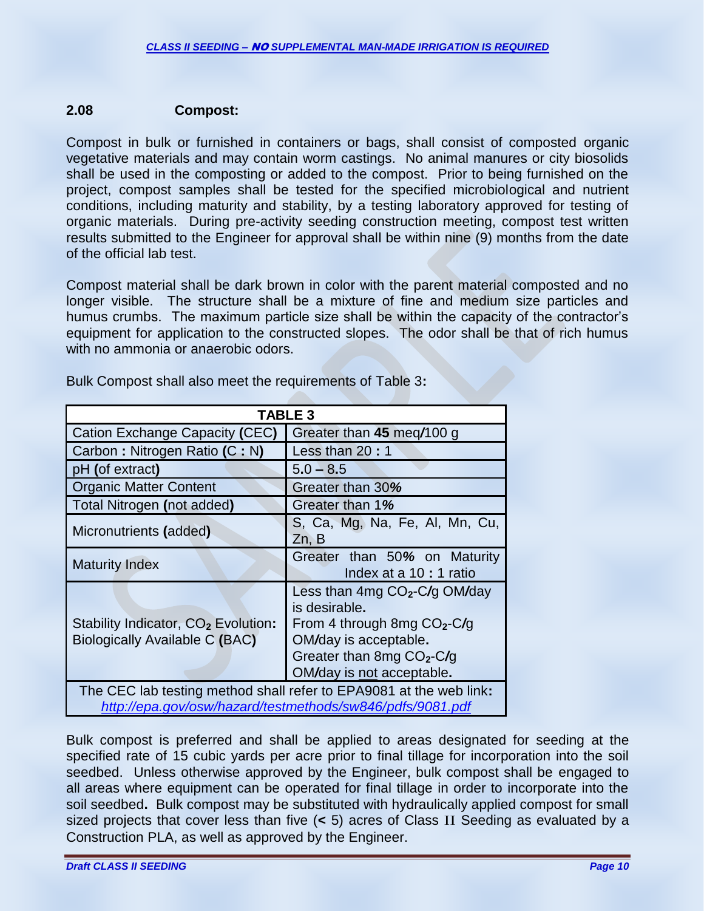## 2.08 Compost:

Compost in bulk or furnished in containers or bags, shall consist of composted organic vegetative materials and may contain worm castings. No animal manures or city biosolids shall be used in the composting or added to the compost. Prior to being furnished on the project, compost samples shall be tested for the specified microbiological and nutrient conditions, including maturity and stability, by a testing laboratory approved for testing of organic materials. During pre-activity seeding construction meeting, compost test written results submitted to the Engineer for approval shall be within nine (9) months from the date of the official lab test.

Compost material shall be dark brown in color with the parent material composted and no longer visible. The structure shall be a mixture of fine and medium size particles and humus crumbs. The maximum particle size shall be within the capacity of the contractor's equipment for application to the constructed slopes. The odor shall be that of rich humus with no ammonia or anaerobic odors.

Bulk Compost shall also meet the requirements of Table 3**:**

| **TABLE 3** | |
|---|---|
| Cation Exchange Capacity **(**CEC**)** | Greater than **45** meq**/**100 g |
| Carbon **:** Nitrogen Ratio **(**C **:** N**)** | Less than 20 **:** 1 |
| pH **(**of extract**)** | 5.0 **–** 8.5 |
| Organic Matter Content | Greater than 30***%*** |
| Total Nitrogen **(**not added**)** | Greater than 1***%*** |
| Micronutrients **(**added**)** | S, Ca, Mg, Na, Fe, Al, Mn, Cu, Zn, B |
| Maturity Index | Greater than 50***%*** on Maturity Index at a 10 **:** 1 ratio |
| Stability Indicator, $CO_2$ Evolution**:** Biologically Available C **(**BAC**)** | Less than 4mg $CO_2$-C**/**g OM**/**day is desirable**.** From 4 through 8mg $CO_2$-C**/**g OM**/**day is acceptable**.** Greater than 8mg $CO_2$-C**/**g OM**/**day is <u>not</u> acceptable**.** |
| The CEC lab testing method shall refer to EPA9081 at the web link**:** *http://epa.gov/osw/hazard/testmethods/sw846/pdfs/9081.pdf* | |

Bulk compost is preferred and shall be applied to areas designated for seeding at the specified rate of 15 cubic yards per acre prior to final tillage for incorporation into the soil seedbed. Unless otherwise approved by the Engineer, bulk compost shall be engaged to all areas where equipment can be operated for final tillage in order to incorporate into the soil seedbed**.** Bulk compost may be substituted with hydraulically applied compost for small sized projects that cover less than five (**<** 5) acres of Class II Seeding as evaluated by a Construction PLA, as well as approved by the Engineer.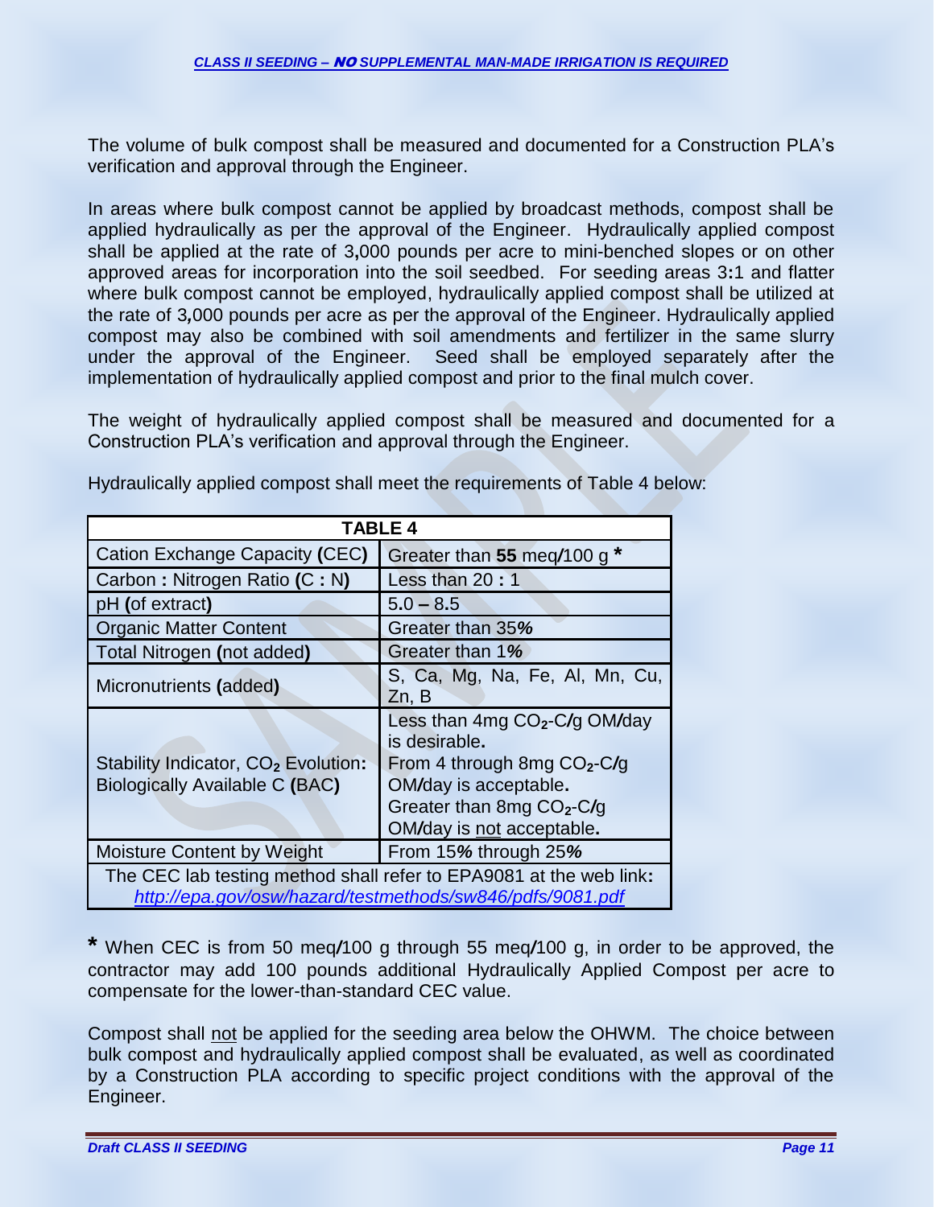The volume of bulk compost shall be measured and documented for a Construction PLA's verification and approval through the Engineer.

In areas where bulk compost cannot be applied by broadcast methods, compost shall be applied hydraulically as per the approval of the Engineer. Hydraulically applied compost shall be applied at the rate of 3,000 pounds per acre to mini-benched slopes or on other approved areas for incorporation into the soil seedbed. For seeding areas 3:1 and flatter where bulk compost cannot be employed, hydraulically applied compost shall be utilized at the rate of 3,000 pounds per acre as per the approval of the Engineer. Hydraulically applied compost may also be combined with soil amendments and fertilizer in the same slurry under the approval of the Engineer. Seed shall be employed separately after the implementation of hydraulically applied compost and prior to the final mulch cover.

The weight of hydraulically applied compost shall be measured and documented for a Construction PLA's verification and approval through the Engineer.

Hydraulically applied compost shall meet the requirements of Table 4 below:

| TABLE 4 | |
|---|---|
| Cation Exchange Capacity (CEC) | Greater than **55** meq/100 g * |
| Carbon : Nitrogen Ratio (C : N) | Less than 20 : 1 |
| pH (of extract) | 5.0 – 8.5 |
| Organic Matter Content | Greater than 35% |
| Total Nitrogen (not added) | Greater than 1% |
| Micronutrients (added) | S, Ca, Mg, Na, Fe, Al, Mn, Cu, Zn, B |
| Stability Indicator, $CO_2$ Evolution: Biologically Available C (BAC) | Less than 4mg $CO_2$-C/g OM/day is desirable. From 4 through 8mg $CO_2$-C/g OM/day is acceptable. Greater than 8mg $CO_2$-C/g OM/day is not acceptable. |
| Moisture Content by Weight | From 15% through 25% |
| The CEC lab testing method shall refer to EPA9081 at the web link: *http://epa.gov/osw/hazard/testmethods/sw846/pdfs/9081.pdf* | |

**\*** When CEC is from 50 meq/100 g through 55 meq/100 g, in order to be approved, the contractor may add 100 pounds additional Hydraulically Applied Compost per acre to compensate for the lower-than-standard CEC value.

Compost shall not be applied for the seeding area below the OHWM. The choice between bulk compost and hydraulically applied compost shall be evaluated, as well as coordinated by a Construction PLA according to specific project conditions with the approval of the Engineer.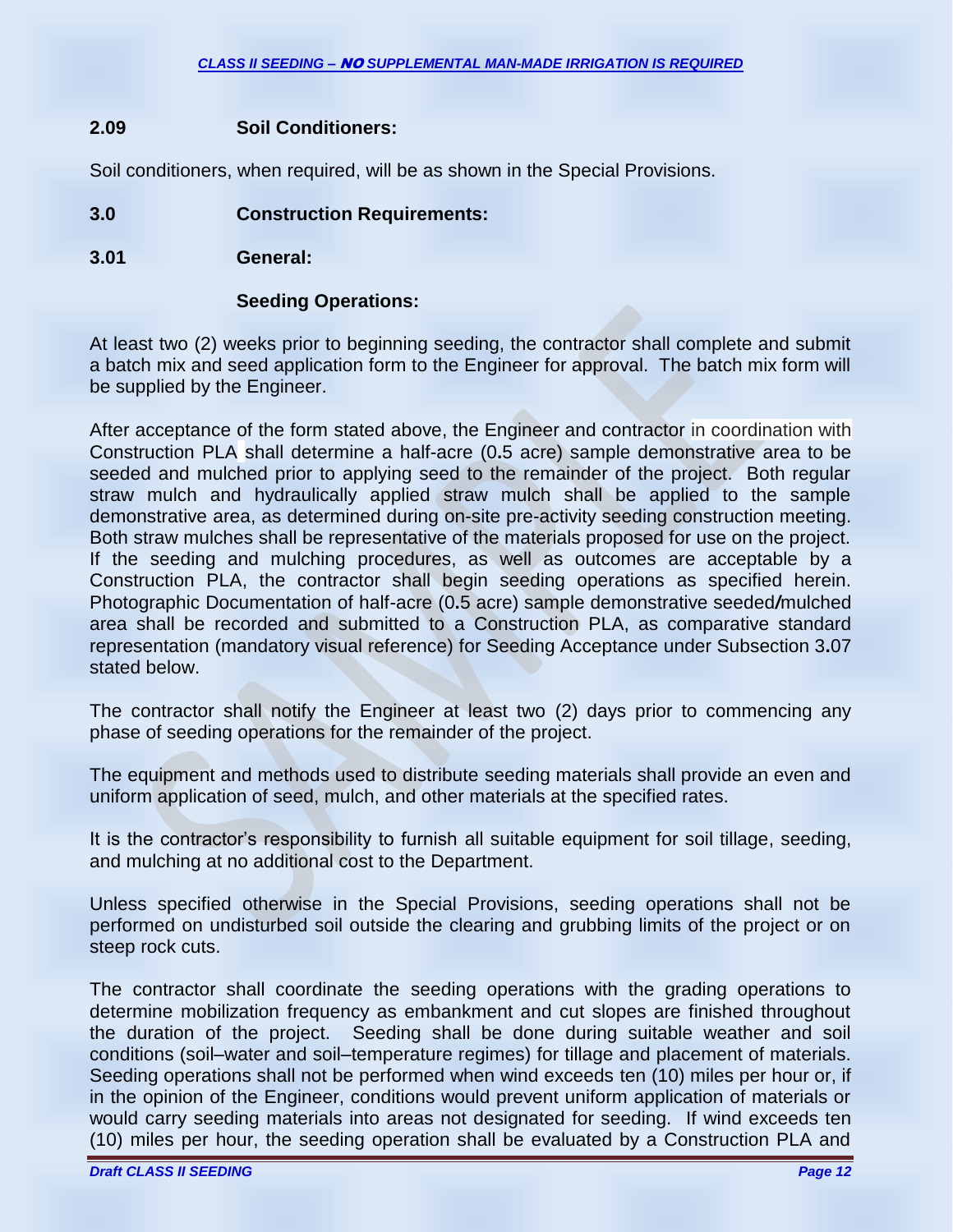## 2.09 Soil Conditioners:

Soil conditioners, when required, will be as shown in the Special Provisions.

## 3.0 Construction Requirements:

### 3.01 General:

**Seeding Operations:**

At least two (2) weeks prior to beginning seeding, the contractor shall complete and submit a batch mix and seed application form to the Engineer for approval. The batch mix form will be supplied by the Engineer.

After acceptance of the form stated above, the Engineer and contractor in coordination with Construction PLA shall determine a half-acre (0.5 acre) sample demonstrative area to be seeded and mulched prior to applying seed to the remainder of the project. Both regular straw mulch and hydraulically applied straw mulch shall be applied to the sample demonstrative area, as determined during on-site pre-activity seeding construction meeting. Both straw mulches shall be representative of the materials proposed for use on the project. If the seeding and mulching procedures, as well as outcomes are acceptable by a Construction PLA, the contractor shall begin seeding operations as specified herein. Photographic Documentation of half-acre (0.5 acre) sample demonstrative seeded/mulched area shall be recorded and submitted to a Construction PLA, as comparative standard representation (mandatory visual reference) for Seeding Acceptance under Subsection 3.07 stated below.

The contractor shall notify the Engineer at least two (2) days prior to commencing any phase of seeding operations for the remainder of the project.

The equipment and methods used to distribute seeding materials shall provide an even and uniform application of seed, mulch, and other materials at the specified rates.

It is the contractor's responsibility to furnish all suitable equipment for soil tillage, seeding, and mulching at no additional cost to the Department.

Unless specified otherwise in the Special Provisions, seeding operations shall not be performed on undisturbed soil outside the clearing and grubbing limits of the project or on steep rock cuts.

The contractor shall coordinate the seeding operations with the grading operations to determine mobilization frequency as embankment and cut slopes are finished throughout the duration of the project. Seeding shall be done during suitable weather and soil conditions (soil–water and soil–temperature regimes) for tillage and placement of materials. Seeding operations shall not be performed when wind exceeds ten (10) miles per hour or, if in the opinion of the Engineer, conditions would prevent uniform application of materials or would carry seeding materials into areas not designated for seeding. If wind exceeds ten (10) miles per hour, the seeding operation shall be evaluated by a Construction PLA and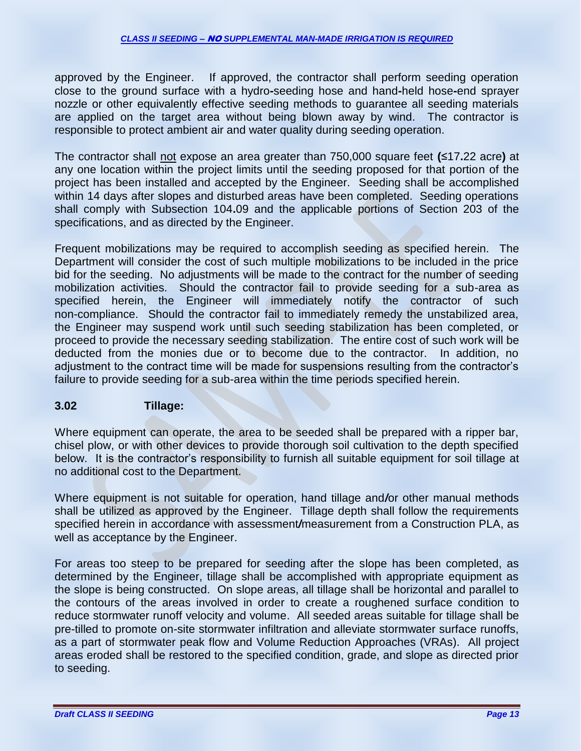approved by the Engineer. If approved, the contractor shall perform seeding operation close to the ground surface with a hydro-seeding hose and hand-held hose-end sprayer nozzle or other equivalently effective seeding methods to guarantee all seeding materials are applied on the target area without being blown away by wind. The contractor is responsible to protect ambient air and water quality during seeding operation.

The contractor shall not expose an area greater than 750,000 square feet (≤17.22 acre) at any one location within the project limits until the seeding proposed for that portion of the project has been installed and accepted by the Engineer. Seeding shall be accomplished within 14 days after slopes and disturbed areas have been completed. Seeding operations shall comply with Subsection 104.09 and the applicable portions of Section 203 of the specifications, and as directed by the Engineer.

Frequent mobilizations may be required to accomplish seeding as specified herein. The Department will consider the cost of such multiple mobilizations to be included in the price bid for the seeding. No adjustments will be made to the contract for the number of seeding mobilization activities. Should the contractor fail to provide seeding for a sub-area as specified herein, the Engineer will immediately notify the contractor of such non-compliance. Should the contractor fail to immediately remedy the unstabilized area, the Engineer may suspend work until such seeding stabilization has been completed, or proceed to provide the necessary seeding stabilization. The entire cost of such work will be deducted from the monies due or to become due to the contractor. In addition, no adjustment to the contract time will be made for suspensions resulting from the contractor's failure to provide seeding for a sub-area within the time periods specified herein.

### 3.02 Tillage:

Where equipment can operate, the area to be seeded shall be prepared with a ripper bar, chisel plow, or with other devices to provide thorough soil cultivation to the depth specified below. It is the contractor's responsibility to furnish all suitable equipment for soil tillage at no additional cost to the Department.

Where equipment is not suitable for operation, hand tillage and/or other manual methods shall be utilized as approved by the Engineer. Tillage depth shall follow the requirements specified herein in accordance with assessment/measurement from a Construction PLA, as well as acceptance by the Engineer.

For areas too steep to be prepared for seeding after the slope has been completed, as determined by the Engineer, tillage shall be accomplished with appropriate equipment as the slope is being constructed. On slope areas, all tillage shall be horizontal and parallel to the contours of the areas involved in order to create a roughened surface condition to reduce stormwater runoff velocity and volume. All seeded areas suitable for tillage shall be pre-tilled to promote on-site stormwater infiltration and alleviate stormwater surface runoffs, as a part of stormwater peak flow and Volume Reduction Approaches (VRAs). All project areas eroded shall be restored to the specified condition, grade, and slope as directed prior to seeding.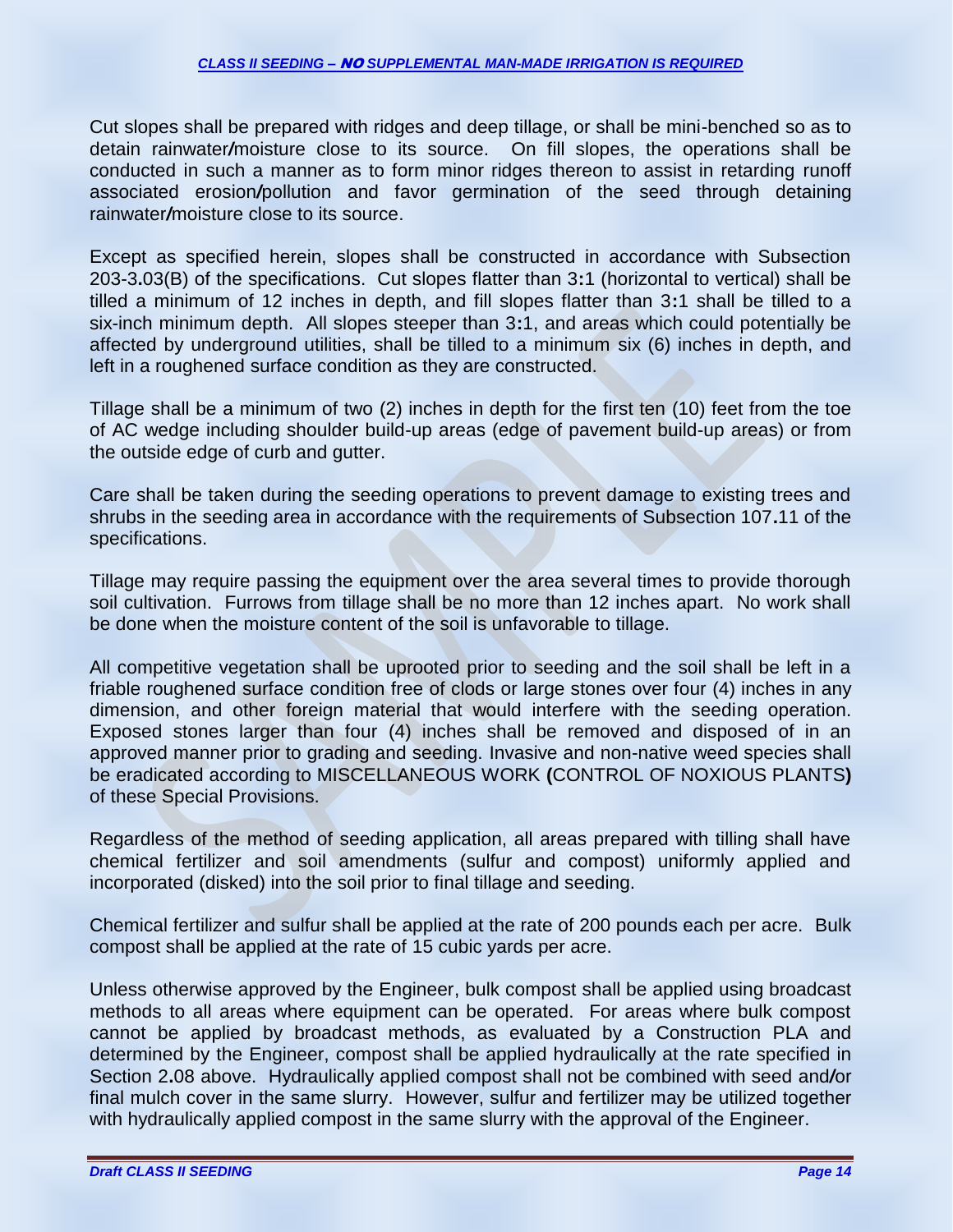Cut slopes shall be prepared with ridges and deep tillage, or shall be mini-benched so as to detain rainwater/moisture close to its source. On fill slopes, the operations shall be conducted in such a manner as to form minor ridges thereon to assist in retarding runoff associated erosion/pollution and favor germination of the seed through detaining rainwater/moisture close to its source.

Except as specified herein, slopes shall be constructed in accordance with Subsection 203-3.03(B) of the specifications. Cut slopes flatter than 3:1 (horizontal to vertical) shall be tilled a minimum of 12 inches in depth, and fill slopes flatter than 3:1 shall be tilled to a six-inch minimum depth. All slopes steeper than 3:1, and areas which could potentially be affected by underground utilities, shall be tilled to a minimum six (6) inches in depth, and left in a roughened surface condition as they are constructed.

Tillage shall be a minimum of two (2) inches in depth for the first ten (10) feet from the toe of AC wedge including shoulder build-up areas (edge of pavement build-up areas) or from the outside edge of curb and gutter.

Care shall be taken during the seeding operations to prevent damage to existing trees and shrubs in the seeding area in accordance with the requirements of Subsection 107.11 of the specifications.

Tillage may require passing the equipment over the area several times to provide thorough soil cultivation. Furrows from tillage shall be no more than 12 inches apart. No work shall be done when the moisture content of the soil is unfavorable to tillage.

All competitive vegetation shall be uprooted prior to seeding and the soil shall be left in a friable roughened surface condition free of clods or large stones over four (4) inches in any dimension, and other foreign material that would interfere with the seeding operation. Exposed stones larger than four (4) inches shall be removed and disposed of in an approved manner prior to grading and seeding. Invasive and non-native weed species shall be eradicated according to MISCELLANEOUS WORK **(**CONTROL OF NOXIOUS PLANTS**)** of these Special Provisions.

Regardless of the method of seeding application, all areas prepared with tilling shall have chemical fertilizer and soil amendments (sulfur and compost) uniformly applied and incorporated (disked) into the soil prior to final tillage and seeding.

Chemical fertilizer and sulfur shall be applied at the rate of 200 pounds each per acre. Bulk compost shall be applied at the rate of 15 cubic yards per acre.

Unless otherwise approved by the Engineer, bulk compost shall be applied using broadcast methods to all areas where equipment can be operated. For areas where bulk compost cannot be applied by broadcast methods, as evaluated by a Construction PLA and determined by the Engineer, compost shall be applied hydraulically at the rate specified in Section 2.08 above. Hydraulically applied compost shall not be combined with seed and/or final mulch cover in the same slurry. However, sulfur and fertilizer may be utilized together with hydraulically applied compost in the same slurry with the approval of the Engineer.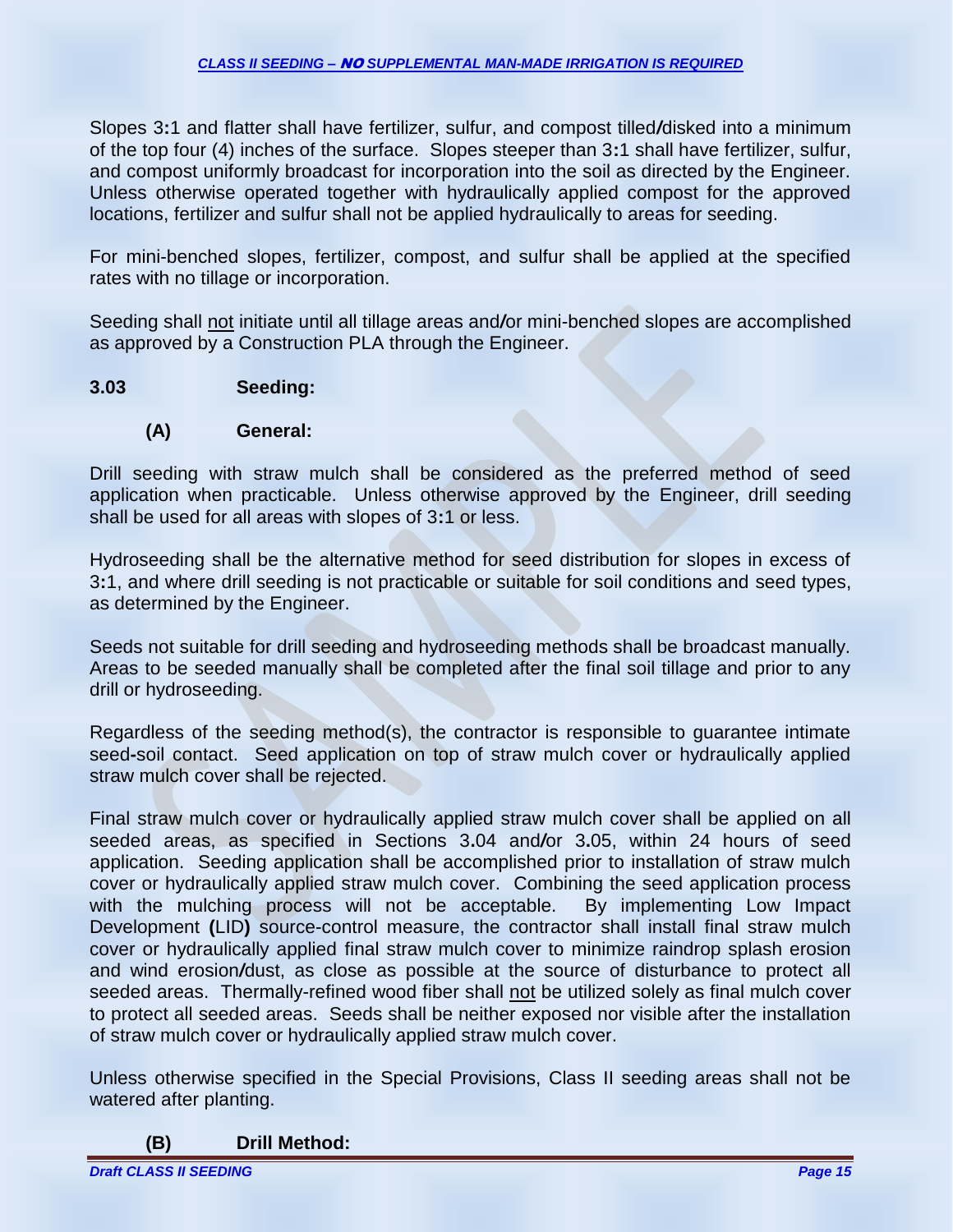Slopes 3:1 and flatter shall have fertilizer, sulfur, and compost tilled/disked into a minimum of the top four (4) inches of the surface. Slopes steeper than 3:1 shall have fertilizer, sulfur, and compost uniformly broadcast for incorporation into the soil as directed by the Engineer. Unless otherwise operated together with hydraulically applied compost for the approved locations, fertilizer and sulfur shall not be applied hydraulically to areas for seeding.

For mini-benched slopes, fertilizer, compost, and sulfur shall be applied at the specified rates with no tillage or incorporation.

Seeding shall not initiate until all tillage areas and/or mini-benched slopes are accomplished as approved by a Construction PLA through the Engineer.

### 3.03 Seeding:

#### (A) General:

Drill seeding with straw mulch shall be considered as the preferred method of seed application when practicable. Unless otherwise approved by the Engineer, drill seeding shall be used for all areas with slopes of 3:1 or less.

Hydroseeding shall be the alternative method for seed distribution for slopes in excess of 3:1, and where drill seeding is not practicable or suitable for soil conditions and seed types, as determined by the Engineer.

Seeds not suitable for drill seeding and hydroseeding methods shall be broadcast manually. Areas to be seeded manually shall be completed after the final soil tillage and prior to any drill or hydroseeding.

Regardless of the seeding method(s), the contractor is responsible to guarantee intimate seed-soil contact. Seed application on top of straw mulch cover or hydraulically applied straw mulch cover shall be rejected.

Final straw mulch cover or hydraulically applied straw mulch cover shall be applied on all seeded areas, as specified in Sections 3.04 and/or 3.05, within 24 hours of seed application. Seeding application shall be accomplished prior to installation of straw mulch cover or hydraulically applied straw mulch cover. Combining the seed application process with the mulching process will not be acceptable. By implementing Low Impact Development (LID) source-control measure, the contractor shall install final straw mulch cover or hydraulically applied final straw mulch cover to minimize raindrop splash erosion and wind erosion/dust, as close as possible at the source of disturbance to protect all seeded areas. Thermally-refined wood fiber shall not be utilized solely as final mulch cover to protect all seeded areas. Seeds shall be neither exposed nor visible after the installation of straw mulch cover or hydraulically applied straw mulch cover.

Unless otherwise specified in the Special Provisions, Class II seeding areas shall not be watered after planting.

#### (B) Drill Method: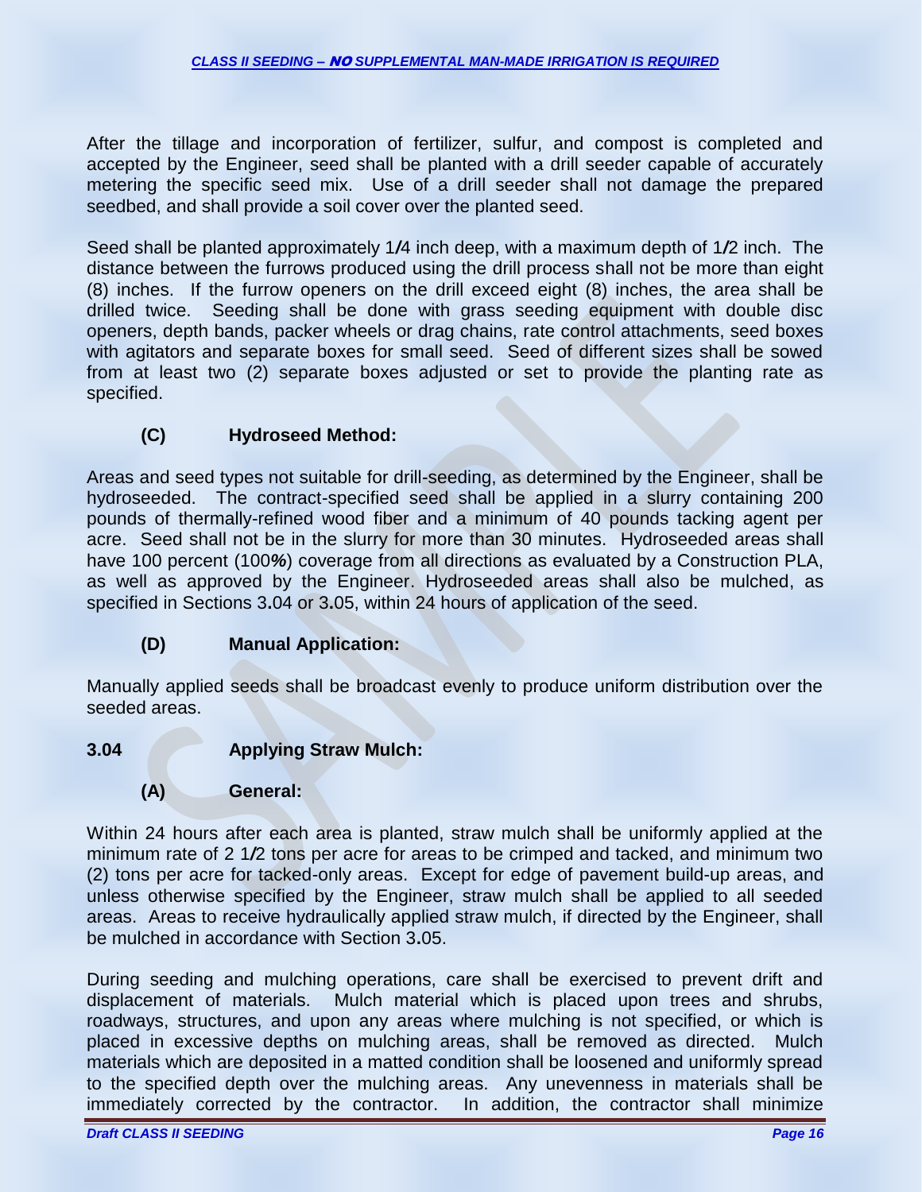After the tillage and incorporation of fertilizer, sulfur, and compost is completed and accepted by the Engineer, seed shall be planted with a drill seeder capable of accurately metering the specific seed mix. Use of a drill seeder shall not damage the prepared seedbed, and shall provide a soil cover over the planted seed.

Seed shall be planted approximately 1/4 inch deep, with a maximum depth of 1/2 inch. The distance between the furrows produced using the drill process shall not be more than eight (8) inches. If the furrow openers on the drill exceed eight (8) inches, the area shall be drilled twice. Seeding shall be done with grass seeding equipment with double disc openers, depth bands, packer wheels or drag chains, rate control attachments, seed boxes with agitators and separate boxes for small seed. Seed of different sizes shall be sowed from at least two (2) separate boxes adjusted or set to provide the planting rate as specified.

**(C) Hydroseed Method:**

Areas and seed types not suitable for drill-seeding, as determined by the Engineer, shall be hydroseeded. The contract-specified seed shall be applied in a slurry containing 200 pounds of thermally-refined wood fiber and a minimum of 40 pounds tacking agent per acre. Seed shall not be in the slurry for more than 30 minutes. Hydroseeded areas shall have 100 percent (100%) coverage from all directions as evaluated by a Construction PLA, as well as approved by the Engineer. Hydroseeded areas shall also be mulched, as specified in Sections 3.04 or 3.05, within 24 hours of application of the seed.

**(D) Manual Application:**

Manually applied seeds shall be broadcast evenly to produce uniform distribution over the seeded areas.

**3.04 Applying Straw Mulch:**

**(A) General:**

Within 24 hours after each area is planted, straw mulch shall be uniformly applied at the minimum rate of 2 1/2 tons per acre for areas to be crimped and tacked, and minimum two (2) tons per acre for tacked-only areas. Except for edge of pavement build-up areas, and unless otherwise specified by the Engineer, straw mulch shall be applied to all seeded areas. Areas to receive hydraulically applied straw mulch, if directed by the Engineer, shall be mulched in accordance with Section 3.05.

During seeding and mulching operations, care shall be exercised to prevent drift and displacement of materials. Mulch material which is placed upon trees and shrubs, roadways, structures, and upon any areas where mulching is not specified, or which is placed in excessive depths on mulching areas, shall be removed as directed. Mulch materials which are deposited in a matted condition shall be loosened and uniformly spread to the specified depth over the mulching areas. Any unevenness in materials shall be immediately corrected by the contractor. In addition, the contractor shall minimize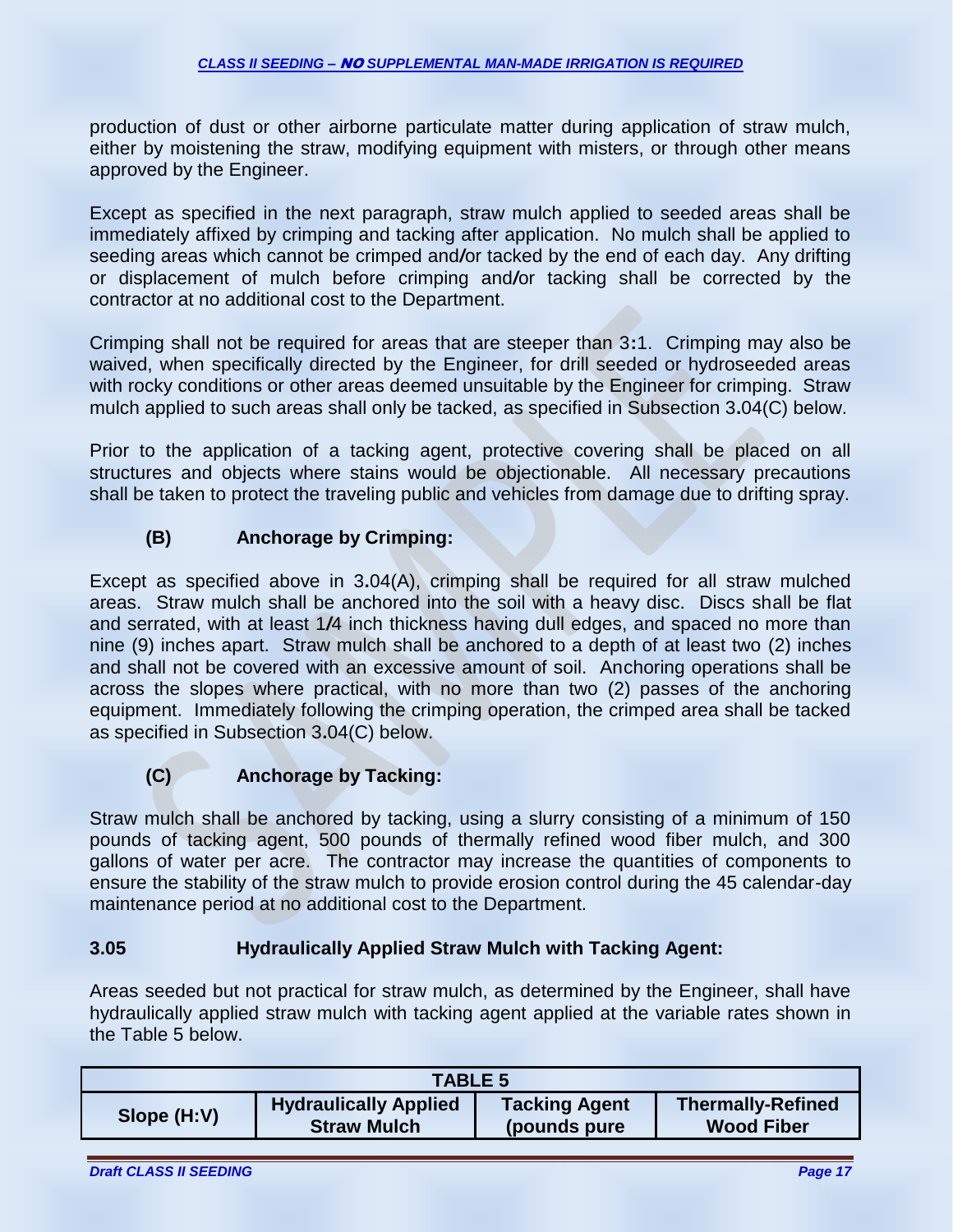production of dust or other airborne particulate matter during application of straw mulch, either by moistening the straw, modifying equipment with misters, or through other means approved by the Engineer.

Except as specified in the next paragraph, straw mulch applied to seeded areas shall be immediately affixed by crimping and tacking after application. No mulch shall be applied to seeding areas which cannot be crimped and/or tacked by the end of each day. Any drifting or displacement of mulch before crimping and/or tacking shall be corrected by the contractor at no additional cost to the Department.

Crimping shall not be required for areas that are steeper than 3:1. Crimping may also be waived, when specifically directed by the Engineer, for drill seeded or hydroseeded areas with rocky conditions or other areas deemed unsuitable by the Engineer for crimping. Straw mulch applied to such areas shall only be tacked, as specified in Subsection 3.04(C) below.

Prior to the application of a tacking agent, protective covering shall be placed on all structures and objects where stains would be objectionable. All necessary precautions shall be taken to protect the traveling public and vehicles from damage due to drifting spray.

### (B) Anchorage by Crimping:

Except as specified above in 3.04(A), crimping shall be required for all straw mulched areas. Straw mulch shall be anchored into the soil with a heavy disc. Discs shall be flat and serrated, with at least 1/4 inch thickness having dull edges, and spaced no more than nine (9) inches apart. Straw mulch shall be anchored to a depth of at least two (2) inches and shall not be covered with an excessive amount of soil. Anchoring operations shall be across the slopes where practical, with no more than two (2) passes of the anchoring equipment. Immediately following the crimping operation, the crimped area shall be tacked as specified in Subsection 3.04(C) below.

### (C) Anchorage by Tacking:

Straw mulch shall be anchored by tacking, using a slurry consisting of a minimum of 150 pounds of tacking agent, 500 pounds of thermally refined wood fiber mulch, and 300 gallons of water per acre. The contractor may increase the quantities of components to ensure the stability of the straw mulch to provide erosion control during the 45 calendar-day maintenance period at no additional cost to the Department.

## 3.05 Hydraulically Applied Straw Mulch with Tacking Agent:

Areas seeded but not practical for straw mulch, as determined by the Engineer, shall have hydraulically applied straw mulch with tacking agent applied at the variable rates shown in the Table 5 below.

| TABLE 5 | | | |
|---|---|---|---|
| Slope (H:V) | Hydraulically Applied Straw Mulch | Tacking Agent (pounds pure | Thermally-Refined Wood Fiber |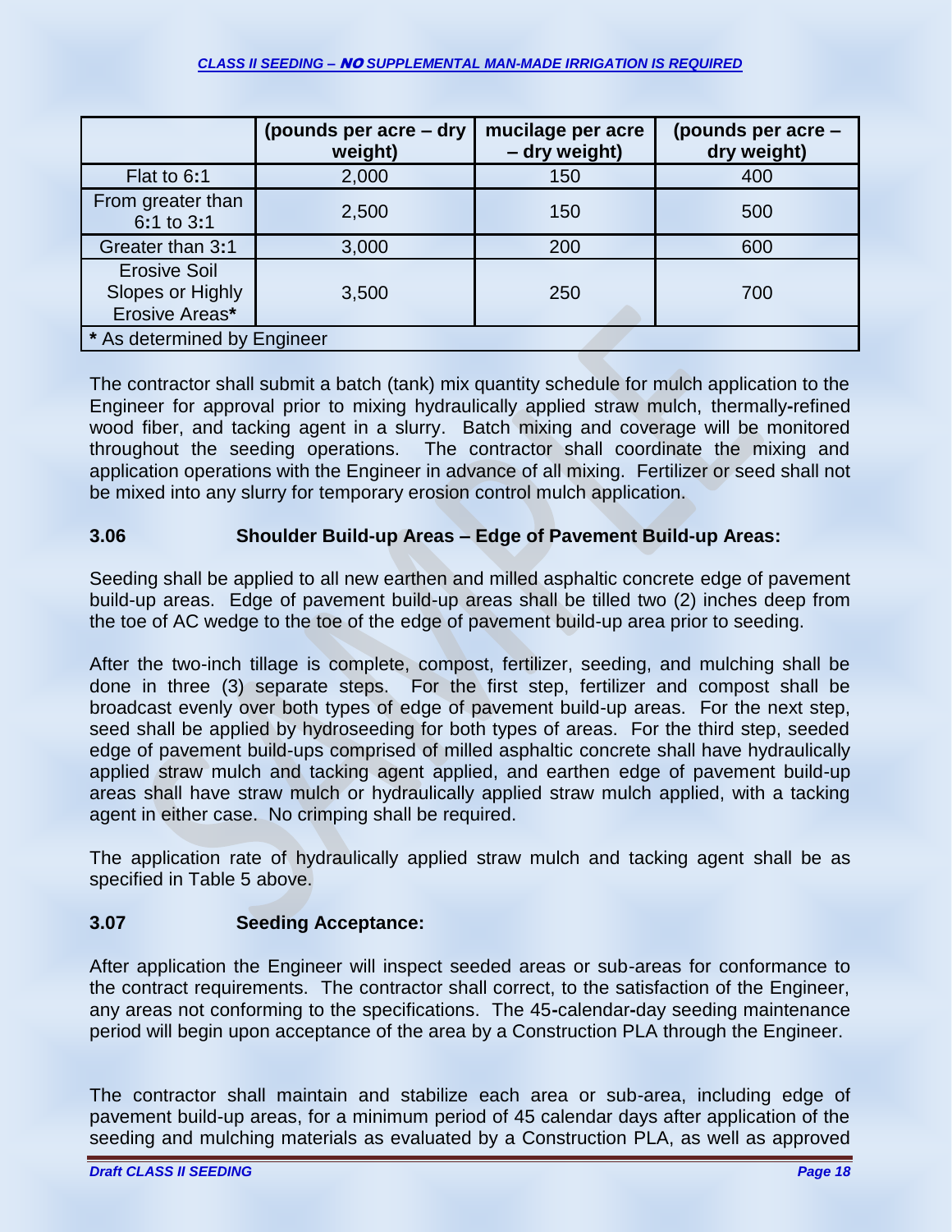| | (pounds per acre – dry weight) | mucilage per acre – dry weight) | (pounds per acre – dry weight) |
|---|---|---|---|
| Flat to 6:1 | 2,000 | 150 | 400 |
| From greater than 6:1 to 3:1 | 2,500 | 150 | 500 |
| Greater than 3:1 | 3,000 | 200 | 600 |
| Erosive Soil Slopes or Highly Erosive Areas* | 3,500 | 250 | 700 |
| * As determined by Engineer | | | |

The contractor shall submit a batch (tank) mix quantity schedule for mulch application to the Engineer for approval prior to mixing hydraulically applied straw mulch, thermally-refined wood fiber, and tacking agent in a slurry. Batch mixing and coverage will be monitored throughout the seeding operations. The contractor shall coordinate the mixing and application operations with the Engineer in advance of all mixing. Fertilizer or seed shall not be mixed into any slurry for temporary erosion control mulch application.

### 3.06 Shoulder Build-up Areas – Edge of Pavement Build-up Areas:

Seeding shall be applied to all new earthen and milled asphaltic concrete edge of pavement build-up areas. Edge of pavement build-up areas shall be tilled two (2) inches deep from the toe of AC wedge to the toe of the edge of pavement build-up area prior to seeding.

After the two-inch tillage is complete, compost, fertilizer, seeding, and mulching shall be done in three (3) separate steps. For the first step, fertilizer and compost shall be broadcast evenly over both types of edge of pavement build-up areas. For the next step, seed shall be applied by hydroseeding for both types of areas. For the third step, seeded edge of pavement build-ups comprised of milled asphaltic concrete shall have hydraulically applied straw mulch and tacking agent applied, and earthen edge of pavement build-up areas shall have straw mulch or hydraulically applied straw mulch applied, with a tacking agent in either case. No crimping shall be required.

The application rate of hydraulically applied straw mulch and tacking agent shall be as specified in Table 5 above.

### 3.07 Seeding Acceptance:

After application the Engineer will inspect seeded areas or sub-areas for conformance to the contract requirements. The contractor shall correct, to the satisfaction of the Engineer, any areas not conforming to the specifications. The 45-calendar-day seeding maintenance period will begin upon acceptance of the area by a Construction PLA through the Engineer.

The contractor shall maintain and stabilize each area or sub-area, including edge of pavement build-up areas, for a minimum period of 45 calendar days after application of the seeding and mulching materials as evaluated by a Construction PLA, as well as approved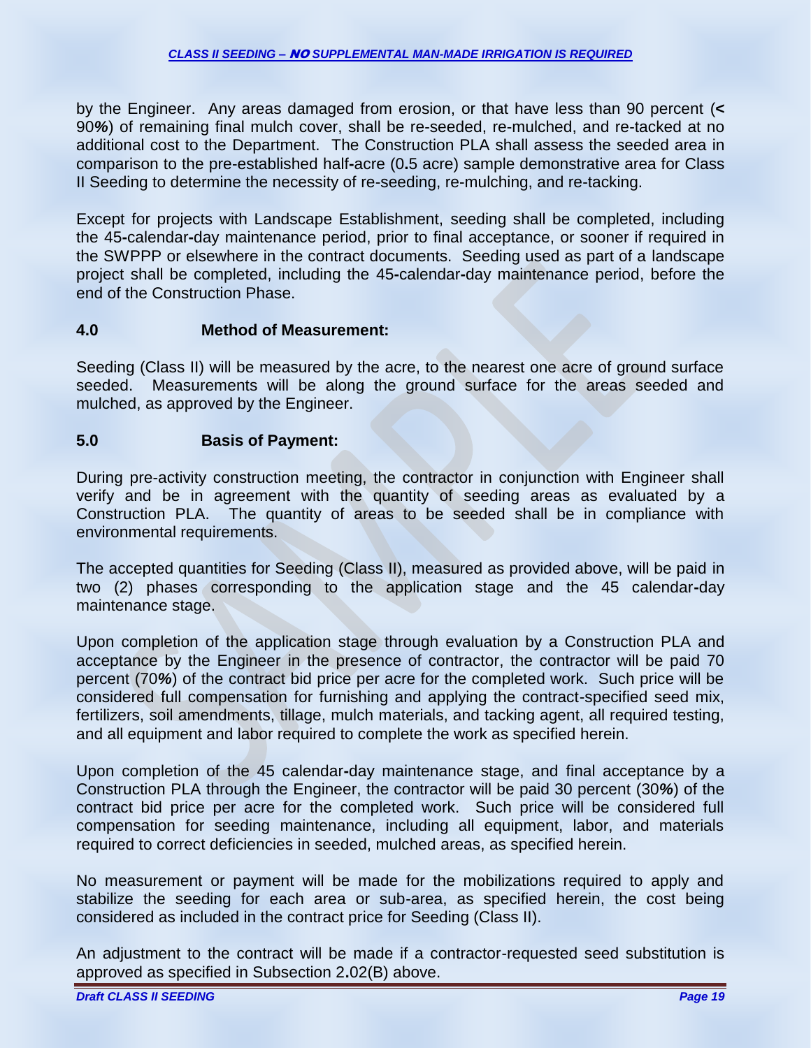by the Engineer. Any areas damaged from erosion, or that have less than 90 percent (**<** 90**%**) of remaining final mulch cover, shall be re-seeded, re-mulched, and re-tacked at no additional cost to the Department. The Construction PLA shall assess the seeded area in comparison to the pre-established half-acre (0.5 acre) sample demonstrative area for Class II Seeding to determine the necessity of re-seeding, re-mulching, and re-tacking.

Except for projects with Landscape Establishment, seeding shall be completed, including the 45-calendar-day maintenance period, prior to final acceptance, or sooner if required in the SWPPP or elsewhere in the contract documents. Seeding used as part of a landscape project shall be completed, including the 45-calendar-day maintenance period, before the end of the Construction Phase.

## 4.0 Method of Measurement:

Seeding (Class II) will be measured by the acre, to the nearest one acre of ground surface seeded. Measurements will be along the ground surface for the areas seeded and mulched, as approved by the Engineer.

## 5.0 Basis of Payment:

During pre-activity construction meeting, the contractor in conjunction with Engineer shall verify and be in agreement with the quantity of seeding areas as evaluated by a Construction PLA. The quantity of areas to be seeded shall be in compliance with environmental requirements.

The accepted quantities for Seeding (Class II), measured as provided above, will be paid in two (2) phases corresponding to the application stage and the 45 calendar-day maintenance stage.

Upon completion of the application stage through evaluation by a Construction PLA and acceptance by the Engineer in the presence of contractor, the contractor will be paid 70 percent (70**%**) of the contract bid price per acre for the completed work. Such price will be considered full compensation for furnishing and applying the contract-specified seed mix, fertilizers, soil amendments, tillage, mulch materials, and tacking agent, all required testing, and all equipment and labor required to complete the work as specified herein.

Upon completion of the 45 calendar-day maintenance stage, and final acceptance by a Construction PLA through the Engineer, the contractor will be paid 30 percent (30**%**) of the contract bid price per acre for the completed work. Such price will be considered full compensation for seeding maintenance, including all equipment, labor, and materials required to correct deficiencies in seeded, mulched areas, as specified herein.

No measurement or payment will be made for the mobilizations required to apply and stabilize the seeding for each area or sub-area, as specified herein, the cost being considered as included in the contract price for Seeding (Class II).

An adjustment to the contract will be made if a contractor-requested seed substitution is approved as specified in Subsection 2.02(B) above.